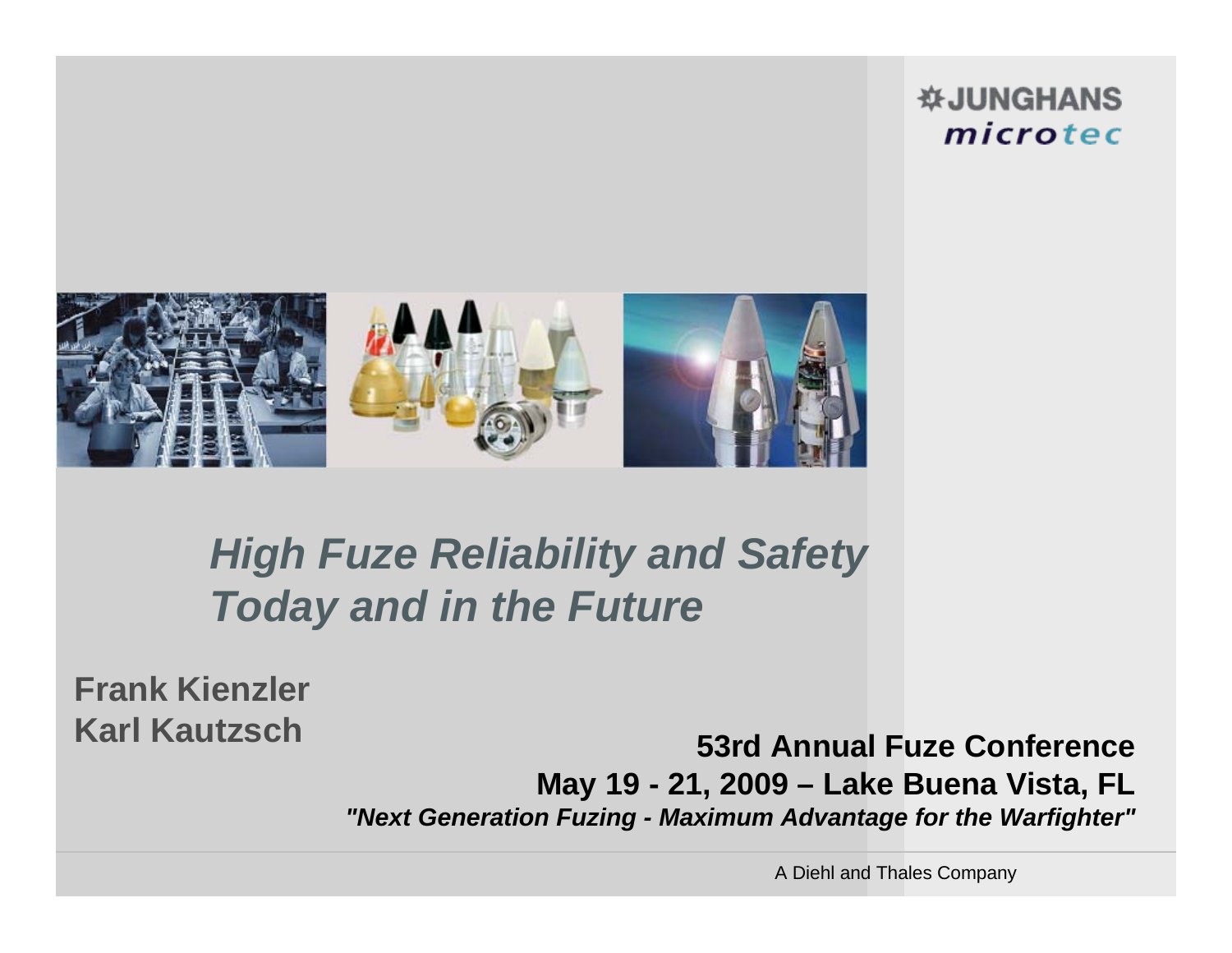JUNGHANS microtec

# *High Fuze Reliability and Safety Today and in the Future*

**Frank Kienzler**
**Karl Kautzsch**

**53rd Annual Fuze Conference**
**May 19 - 21, 2009 – Lake Buena Vista, FL**
***"Next Generation Fuzing - Maximum Advantage for the Warfighter"***

A Diehl and Thales Company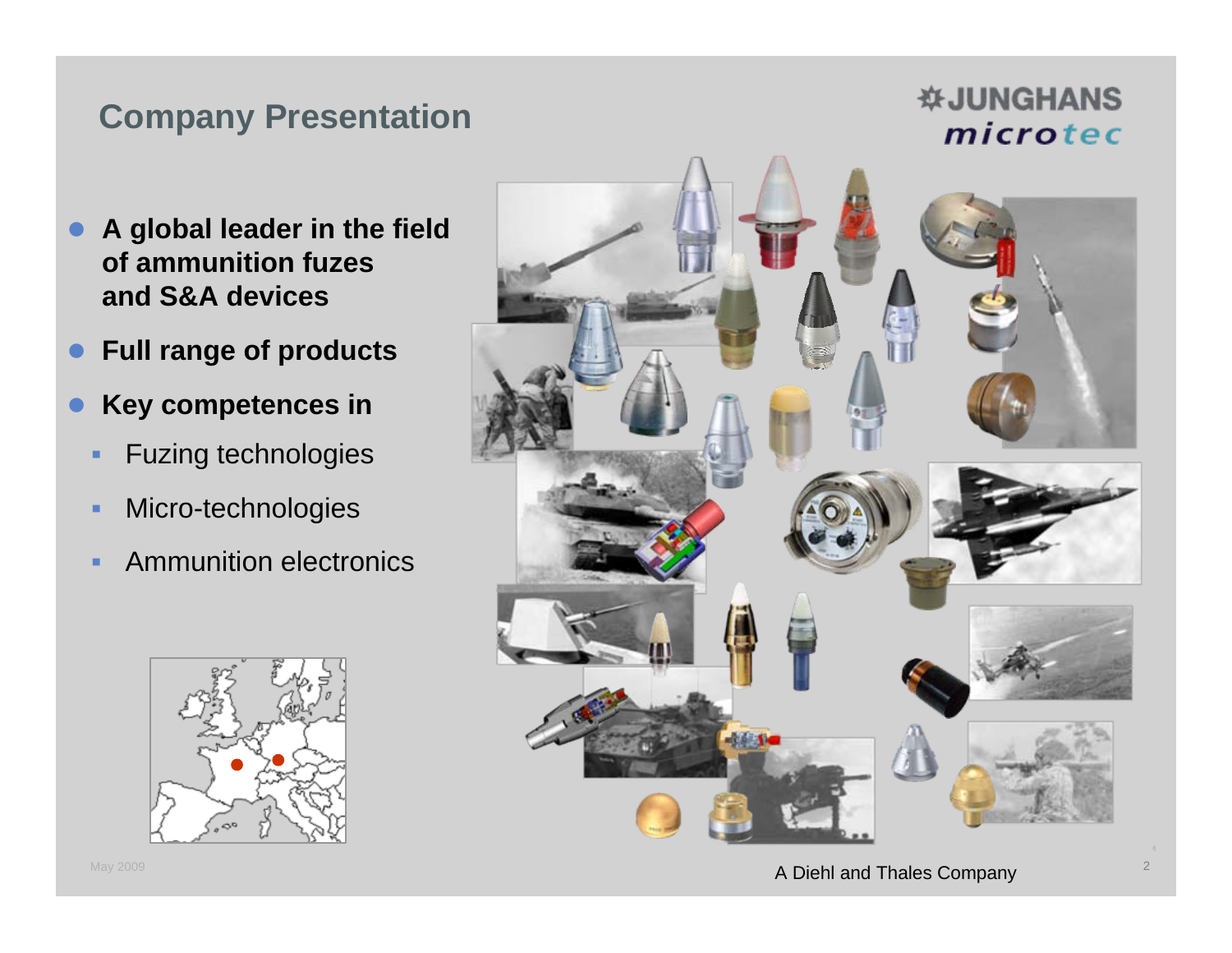# Company Presentation

JUNGHANS microtec

- **A global leader in the field of ammunition fuzes and S&A devices**
- **Full range of products**
- **Key competences in**
  - Fuzing technologies
  - Micro-technologies
  - Ammunition electronics

May 2009

A Diehl and Thales Company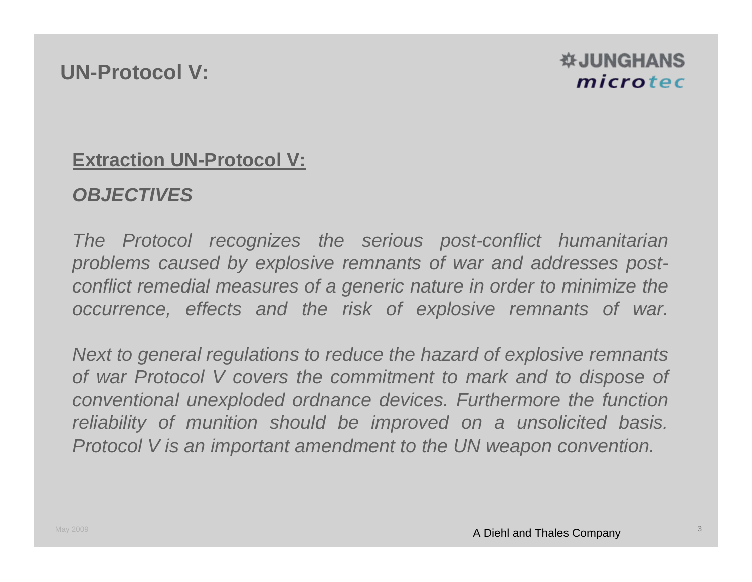# UN-Protocol V:

## Extraction UN-Protocol V:

***OBJECTIVES***

*The Protocol recognizes the serious post-conflict humanitarian problems caused by explosive remnants of war and addresses post-conflict remedial measures of a generic nature in order to minimize the occurrence, effects and the risk of explosive remnants of war.*

*Next to general regulations to reduce the hazard of explosive remnants of war Protocol V covers the commitment to mark and to dispose of conventional unexploded ordnance devices. Furthermore the function reliability of munition should be improved on a unsolicited basis. Protocol V is an important amendment to the UN weapon convention.*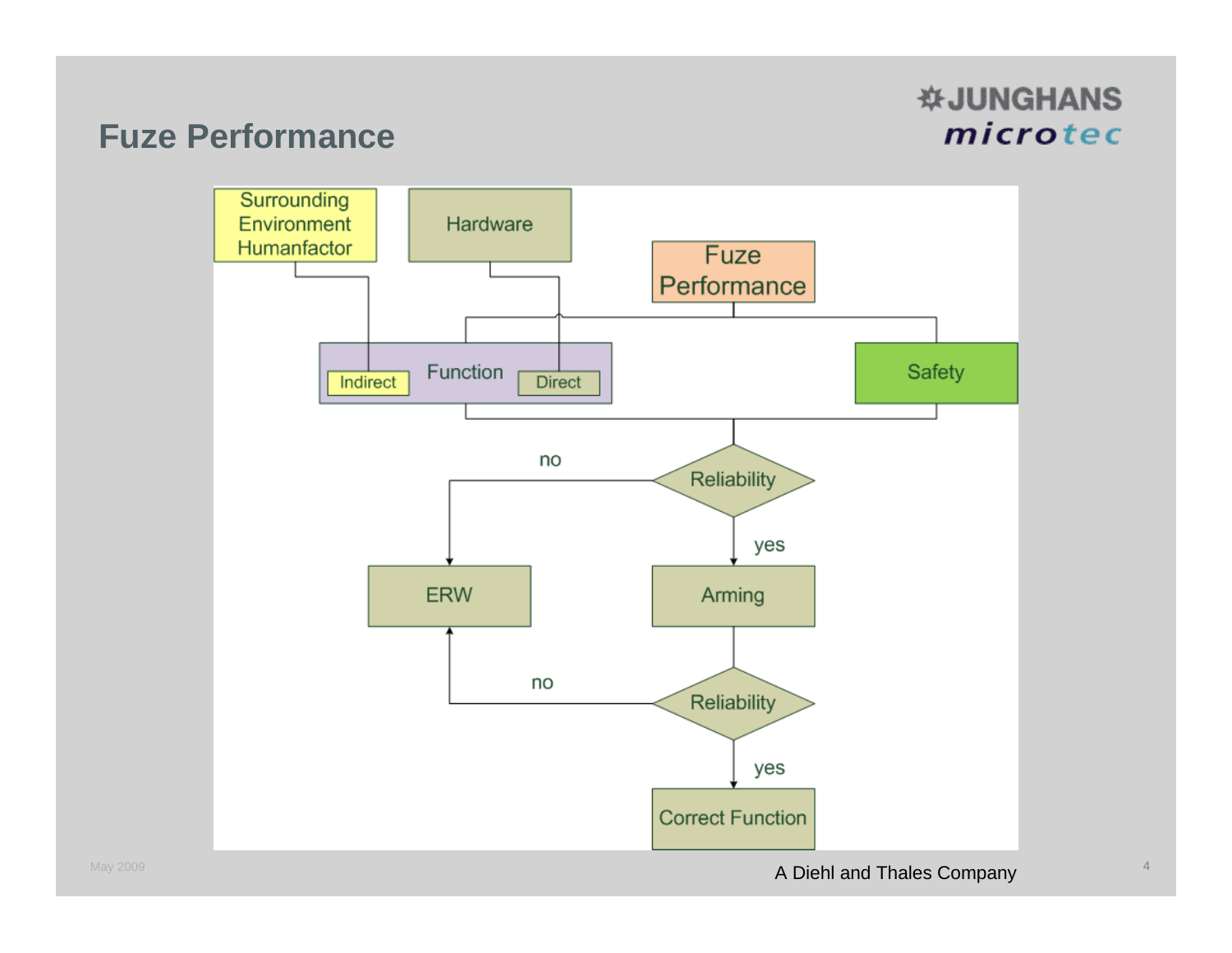# Fuze Performance

Surrounding Environment Humanfactor

Hardware

Fuze Performance

Function (Indirect, Direct)

Safety

Reliability — no → ERW; yes → Arming

Arming → Reliability — no → ERW; yes → Correct Function

A Diehl and Thales Company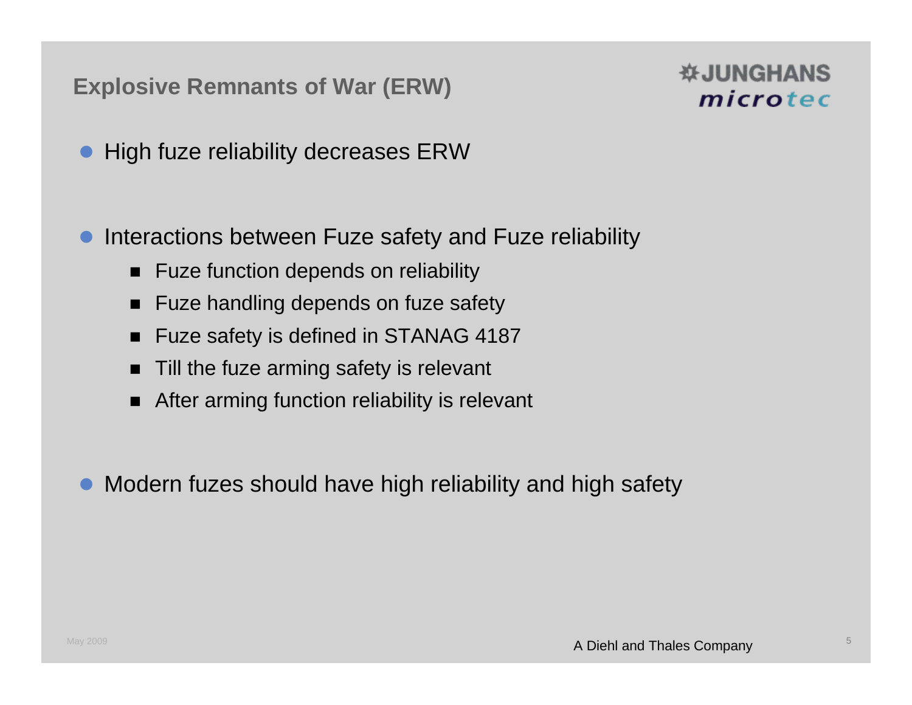# Explosive Remnants of War (ERW)

- High fuze reliability decreases ERW

- Interactions between Fuze safety and Fuze reliability
  - Fuze function depends on reliability
  - Fuze handling depends on fuze safety
  - Fuze safety is defined in STANAG 4187
  - Till the fuze arming safety is relevant
  - After arming function reliability is relevant

- Modern fuzes should have high reliability and high safety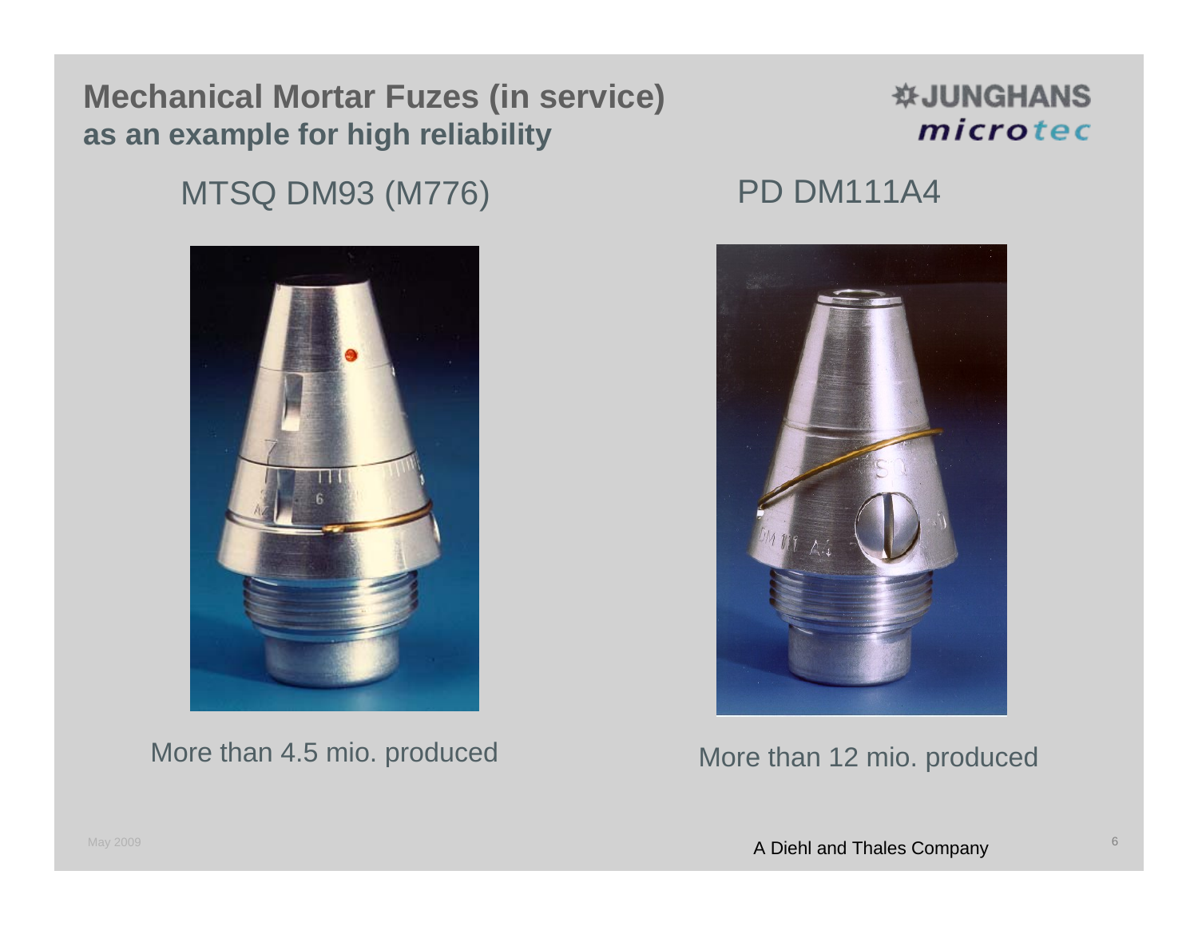# Mechanical Mortar Fuzes (in service)
## as an example for high reliability

JUNGHANS microtec

MTSQ DM93 (M776)

More than 4.5 mio. produced

PD DM111A4

More than 12 mio. produced

May 2009

A Diehl and Thales Company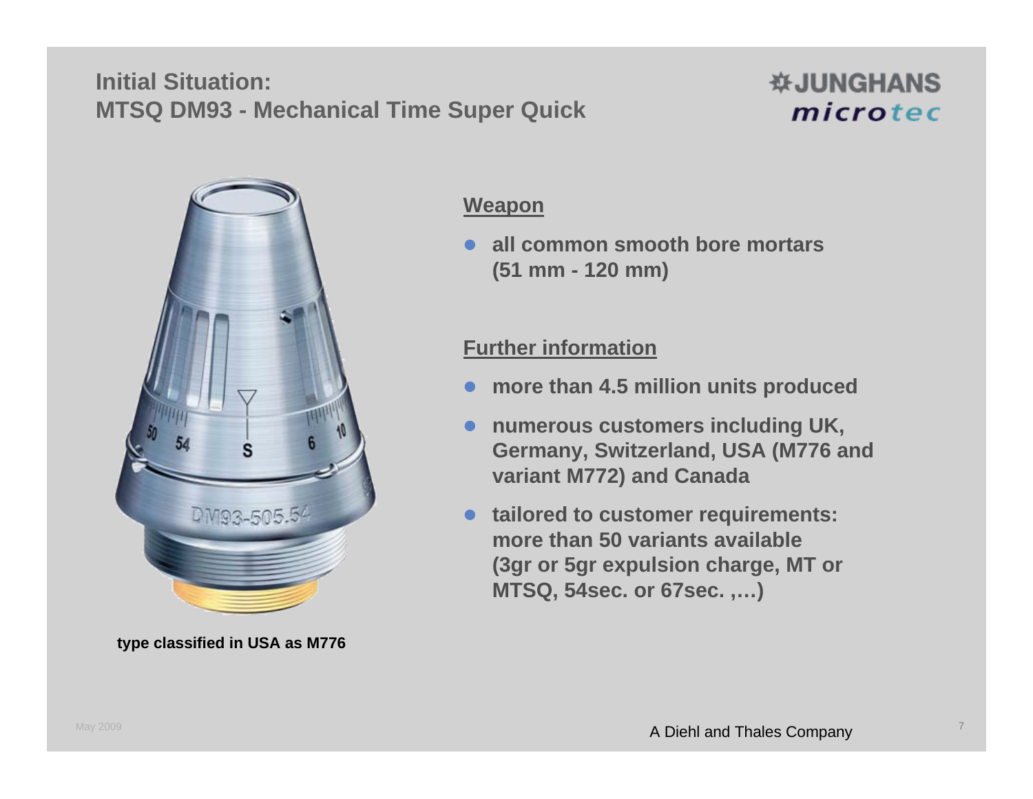# Initial Situation: MTSQ DM93 - Mechanical Time Super Quick

JUNGHANS microtec

type classified in USA as M776

**Weapon**

- all common smooth bore mortars (51 mm - 120 mm)

**Further information**

- more than 4.5 million units produced
- numerous customers including UK, Germany, Switzerland, USA (M776 and variant M772) and Canada
- tailored to customer requirements: more than 50 variants available (3gr or 5gr expulsion charge, MT or MTSQ, 54sec. or 67sec. ,…)

May 2009

A Diehl and Thales Company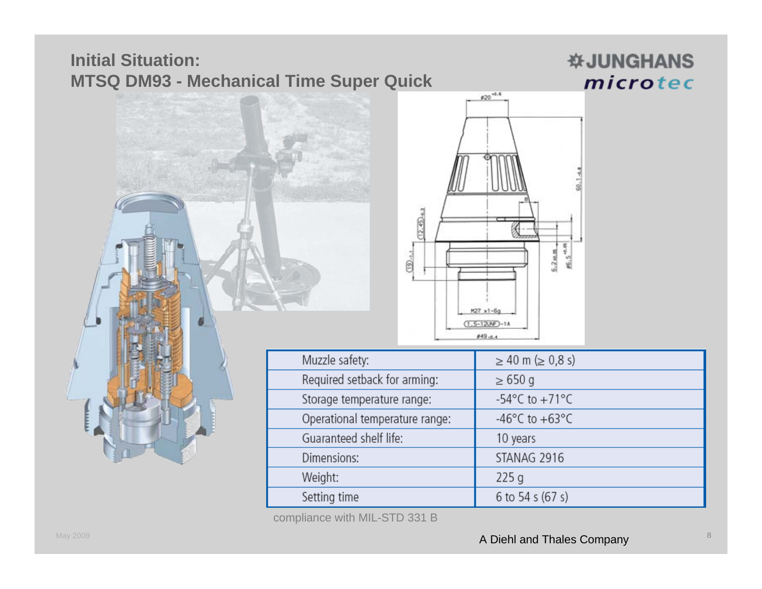## Initial Situation:
## MTSQ DM93 - Mechanical Time Super Quick

| Muzzle safety: | ≥ 40 m (≥ 0,8 s) |
|---|---|
| Required setback for arming: | ≥ 650 g |
| Storage temperature range: | -54°C to +71°C |
| Operational temperature range: | -46°C to +63°C |
| Guaranteed shelf life: | 10 years |
| Dimensions: | STANAG 2916 |
| Weight: | 225 g |
| Setting time | 6 to 54 s (67 s) |

compliance with MIL-STD 331 B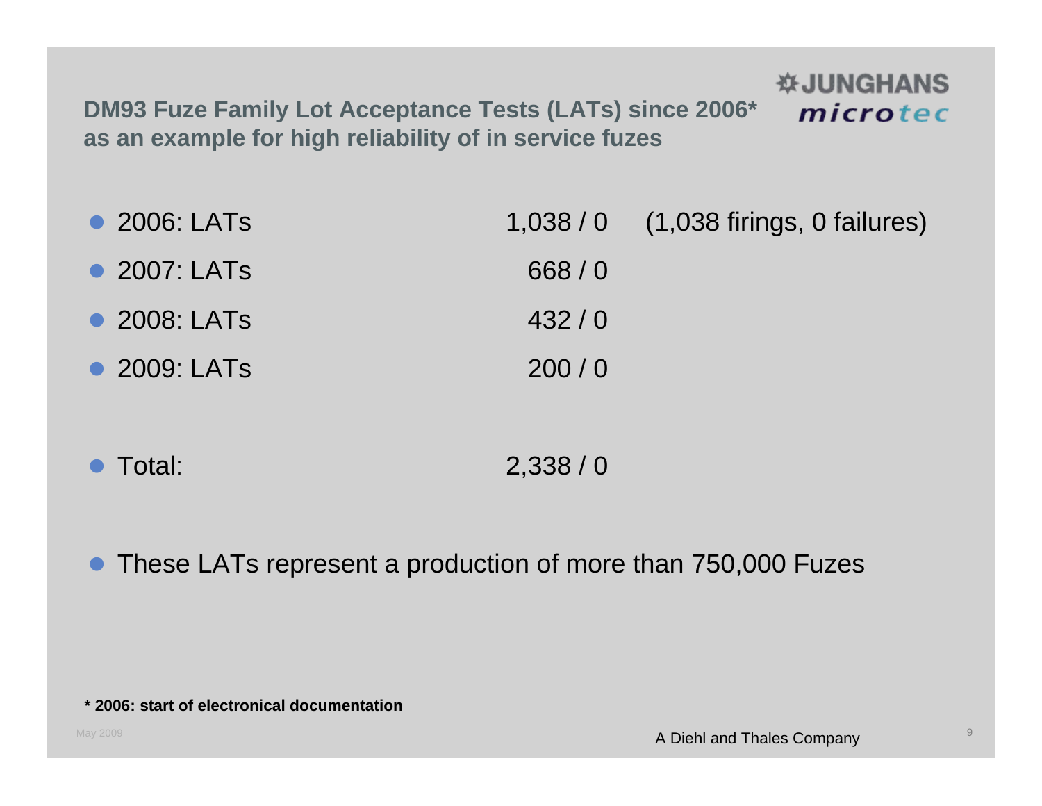## DM93 Fuze Family Lot Acceptance Tests (LATs) since 2006* as an example for high reliability of in service fuzes

JUNGHANS microtec

- 2006: LATs 1,038 / 0 (1,038 firings, 0 failures)
- 2007: LATs 668 / 0
- 2008: LATs 432 / 0
- 2009: LATs 200 / 0

- Total: 2,338 / 0

- These LATs represent a production of more than 750,000 Fuzes

**\* 2006: start of electronical documentation**

May 2009

A Diehl and Thales Company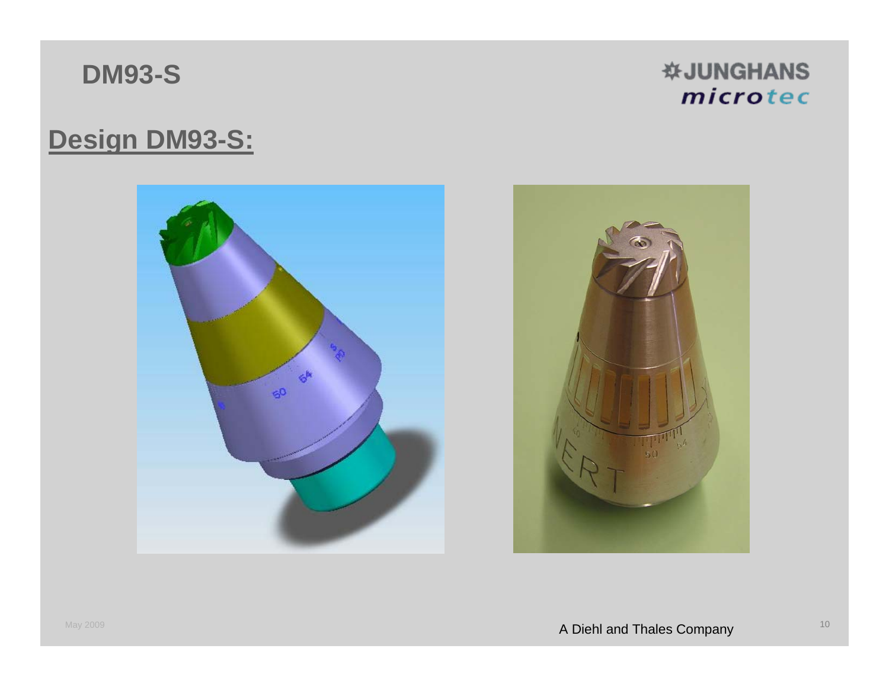# DM93-S

## Design DM93-S: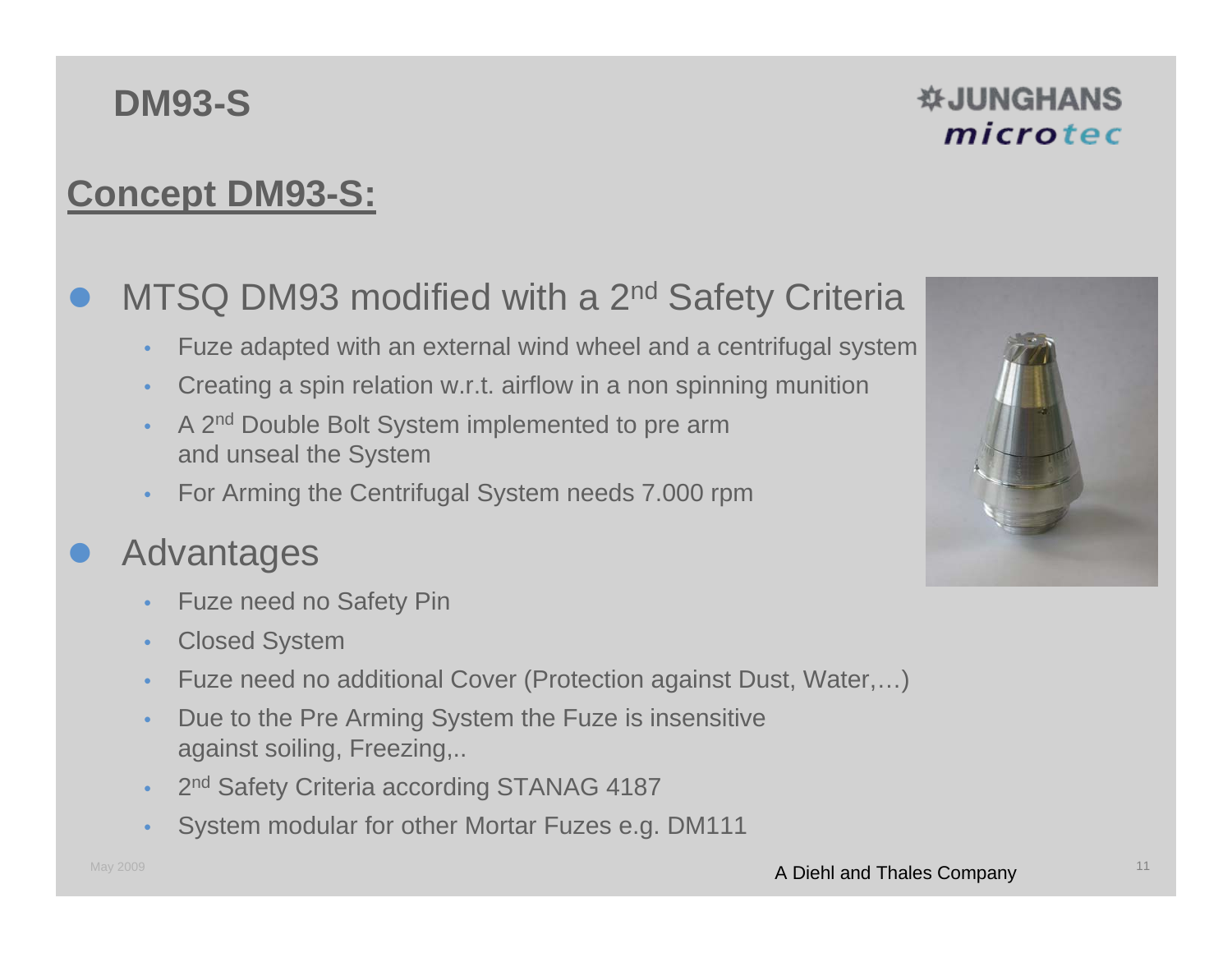# DM93-S

## Concept DM93-S:

- MTSQ DM93 modified with a 2nd Safety Criteria
  - Fuze adapted with an external wind wheel and a centrifugal system
  - Creating a spin relation w.r.t. airflow in a non spinning munition
  - A 2nd Double Bolt System implemented to pre arm and unseal the System
  - For Arming the Centrifugal System needs 7.000 rpm
- Advantages
  - Fuze need no Safety Pin
  - Closed System
  - Fuze need no additional Cover (Protection against Dust, Water,…)
  - Due to the Pre Arming System the Fuze is insensitive against soiling, Freezing,..
  - 2nd Safety Criteria according STANAG 4187
  - System modular for other Mortar Fuzes e.g. DM111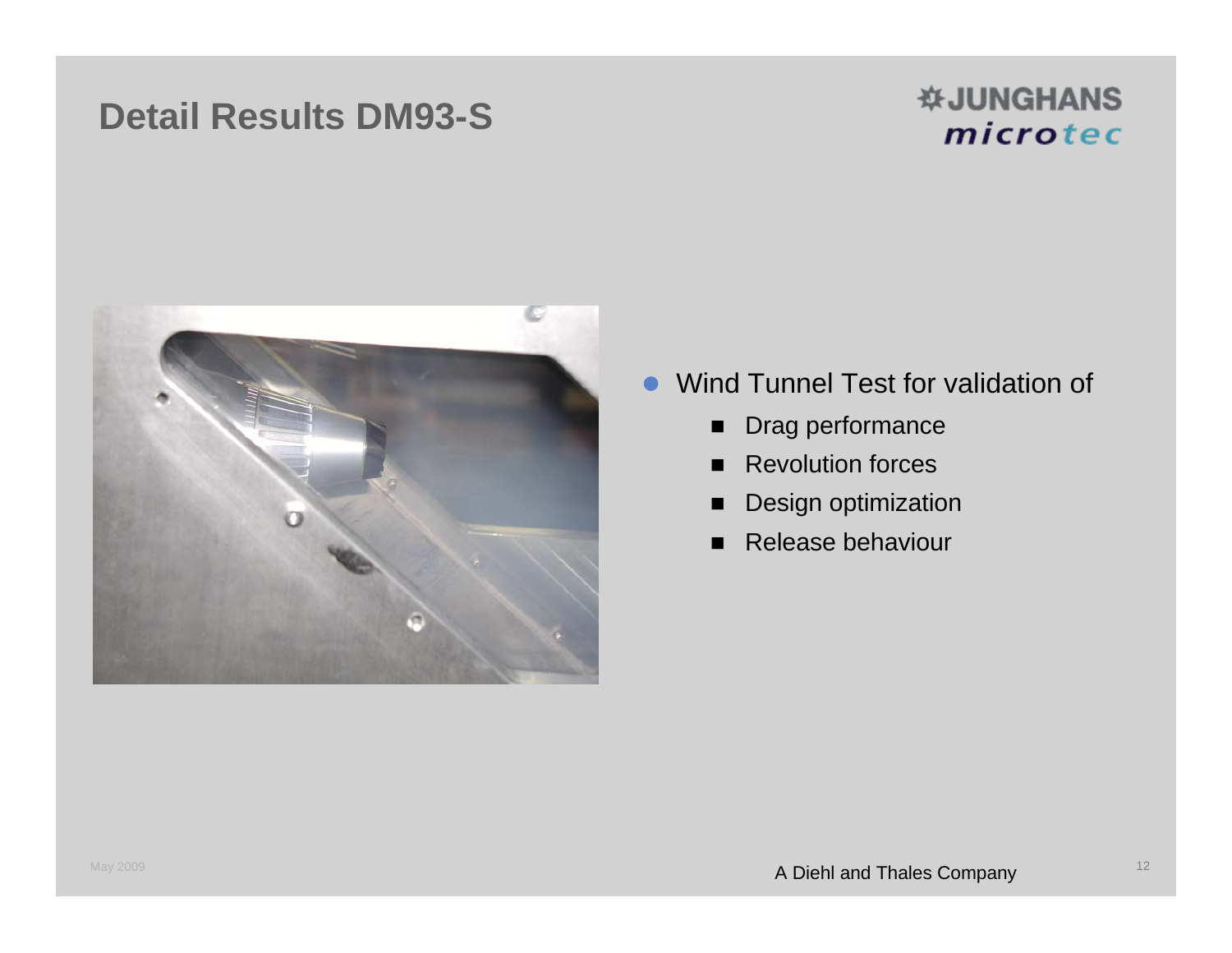# Detail Results DM93-S

- Wind Tunnel Test for validation of
  - Drag performance
  - Revolution forces
  - Design optimization
  - Release behaviour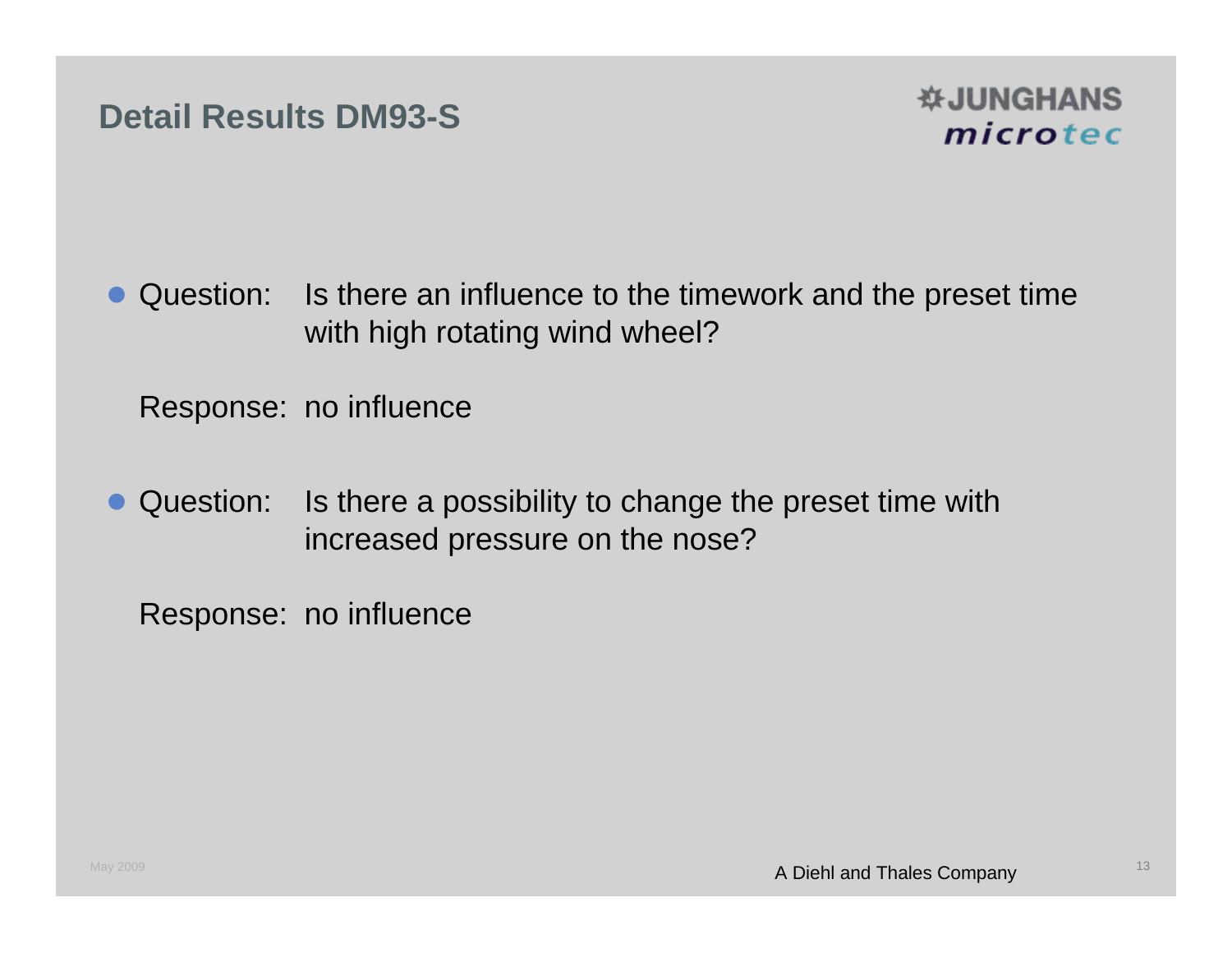# Detail Results DM93-S

- Question: Is there an influence to the timework and the preset time with high rotating wind wheel?

  Response: no influence

- Question: Is there a possibility to change the preset time with increased pressure on the nose?

  Response: no influence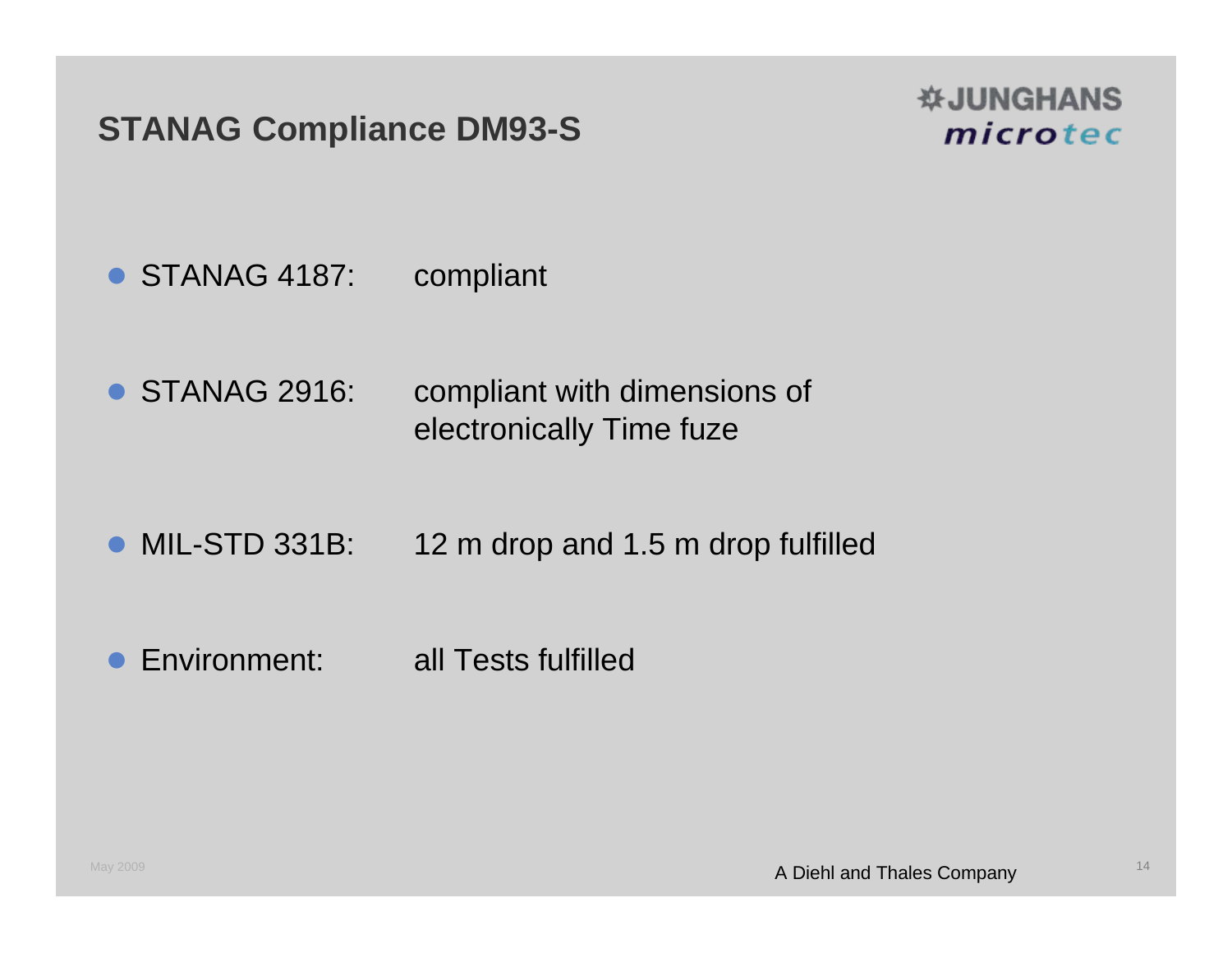## STANAG Compliance DM93-S

JUNGHANS microtec

- STANAG 4187: compliant
- STANAG 2916: compliant with dimensions of electronically Time fuze
- MIL-STD 331B: 12 m drop and 1.5 m drop fulfilled
- Environment: all Tests fulfilled

May 2009

A Diehl and Thales Company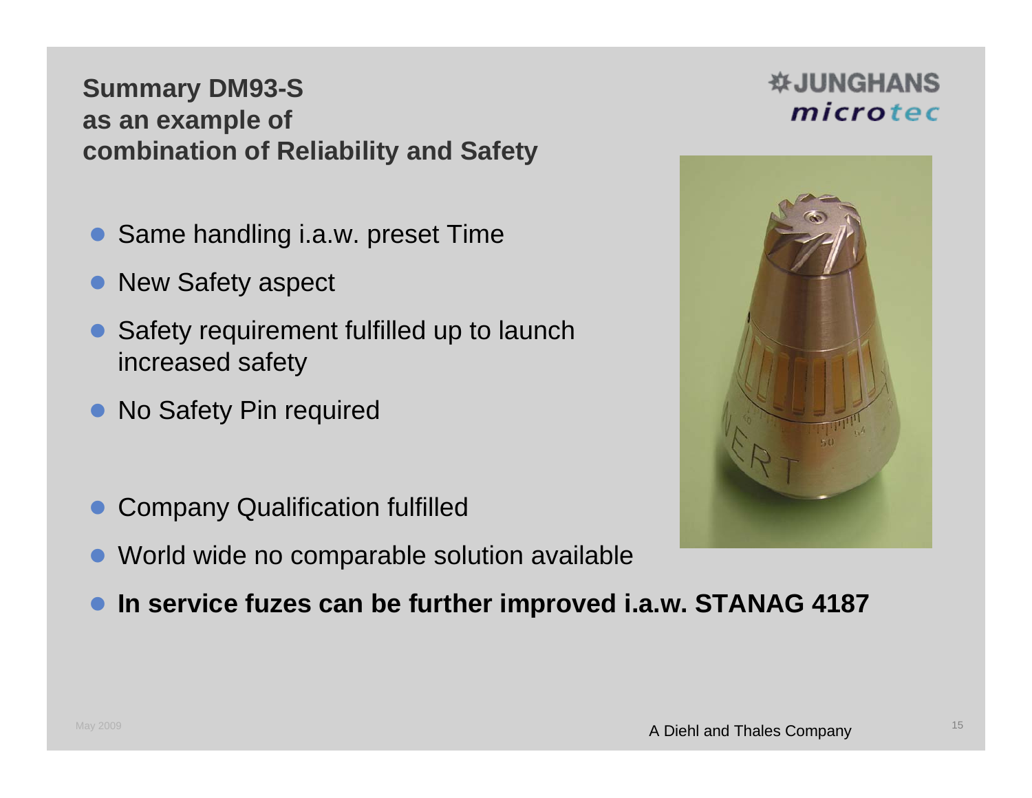## Summary DM93-S as an example of combination of Reliability and Safety

JUNGHANS microtec

- Same handling i.a.w. preset Time
- New Safety aspect
- Safety requirement fulfilled up to launch increased safety
- No Safety Pin required

- Company Qualification fulfilled
- World wide no comparable solution available
- **In service fuzes can be further improved i.a.w. STANAG 4187**

May 2009

A Diehl and Thales Company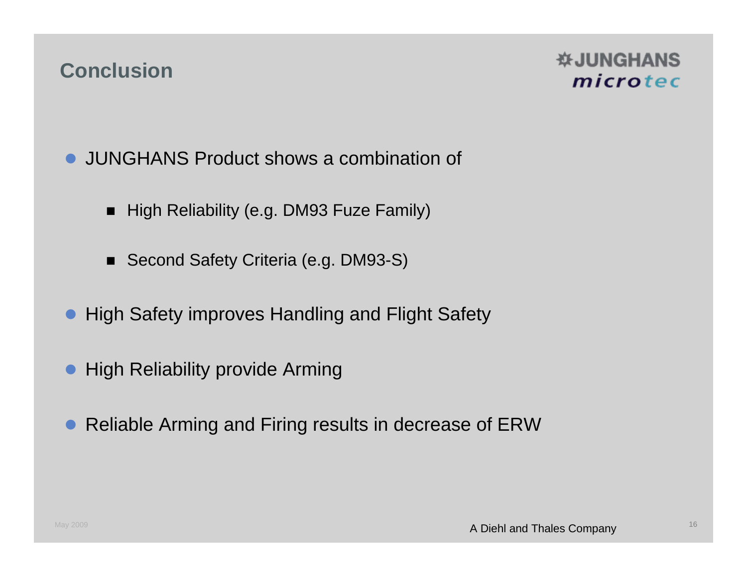## Conclusion

JUNGHANS microtec

- JUNGHANS Product shows a combination of
  - High Reliability (e.g. DM93 Fuze Family)
  - Second Safety Criteria (e.g. DM93-S)
- High Safety improves Handling and Flight Safety
- High Reliability provide Arming
- Reliable Arming and Firing results in decrease of ERW

May 2009

A Diehl and Thales Company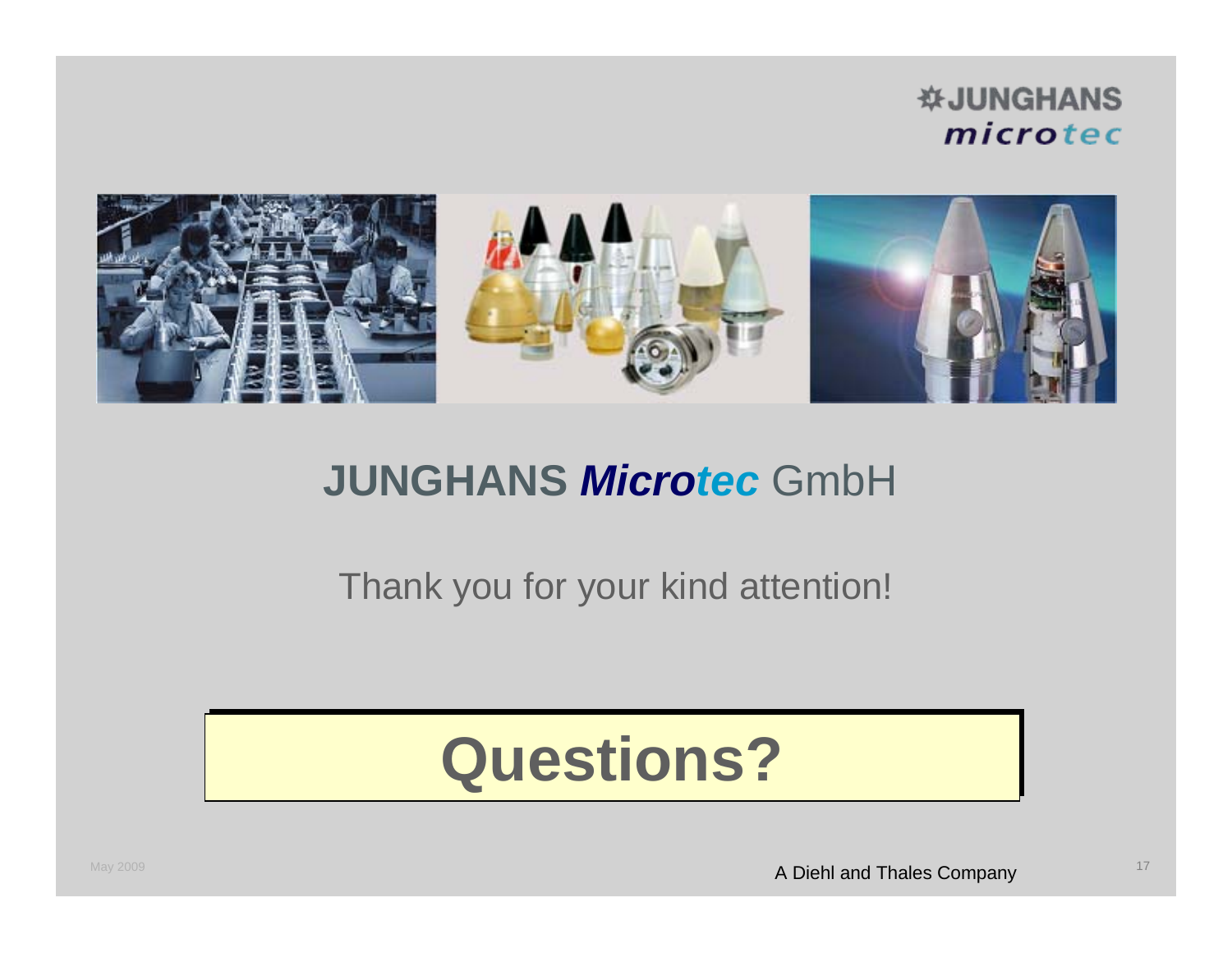JUNGHANS
microtec

# JUNGHANS *Microtec* GmbH

Thank you for your kind attention!

## Questions?

May 2009

A Diehl and Thales Company